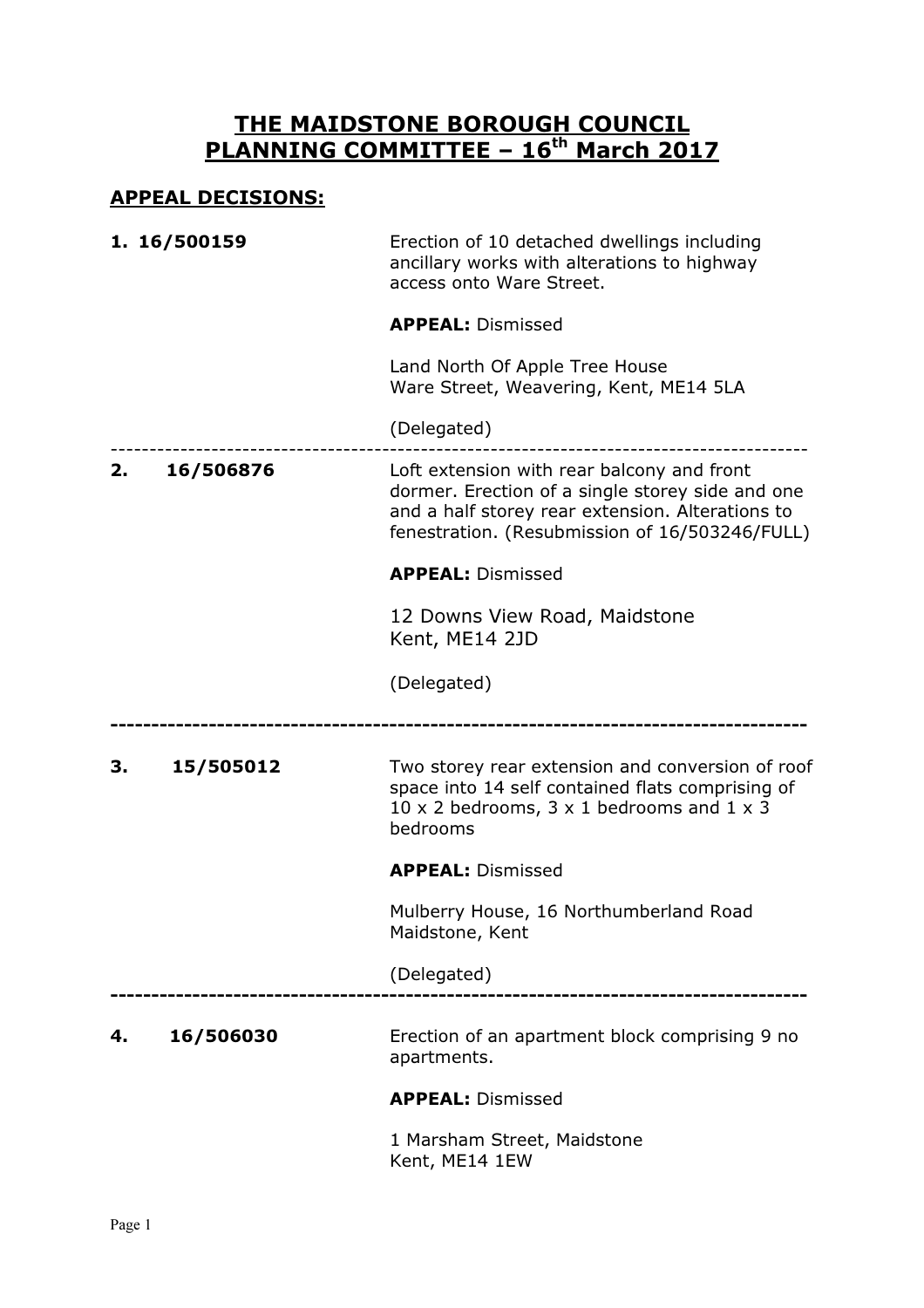# THE MAIDSTONE BOROUGH COUNCIL
# PLANNING COMMITTEE – 16th March 2017

## APPEAL DECISIONS:

**1. 16/500159**

Erection of 10 detached dwellings including ancillary works with alterations to highway access onto Ware Street.

**APPEAL:** Dismissed

Land North Of Apple Tree House
Ware Street, Weavering, Kent, ME14 5LA

(Delegated)

---

**2. 16/506876**

Loft extension with rear balcony and front dormer. Erection of a single storey side and one and a half storey rear extension. Alterations to fenestration. (Resubmission of 16/503246/FULL)

**APPEAL:** Dismissed

12 Downs View Road, Maidstone
Kent, ME14 2JD

(Delegated)

---

**3. 15/505012**

Two storey rear extension and conversion of roof space into 14 self contained flats comprising of 10 x 2 bedrooms, 3 x 1 bedrooms and 1 x 3 bedrooms

**APPEAL:** Dismissed

Mulberry House, 16 Northumberland Road
Maidstone, Kent

(Delegated)

---

**4. 16/506030**

Erection of an apartment block comprising 9 no apartments.

**APPEAL:** Dismissed

1 Marsham Street, Maidstone
Kent, ME14 1EW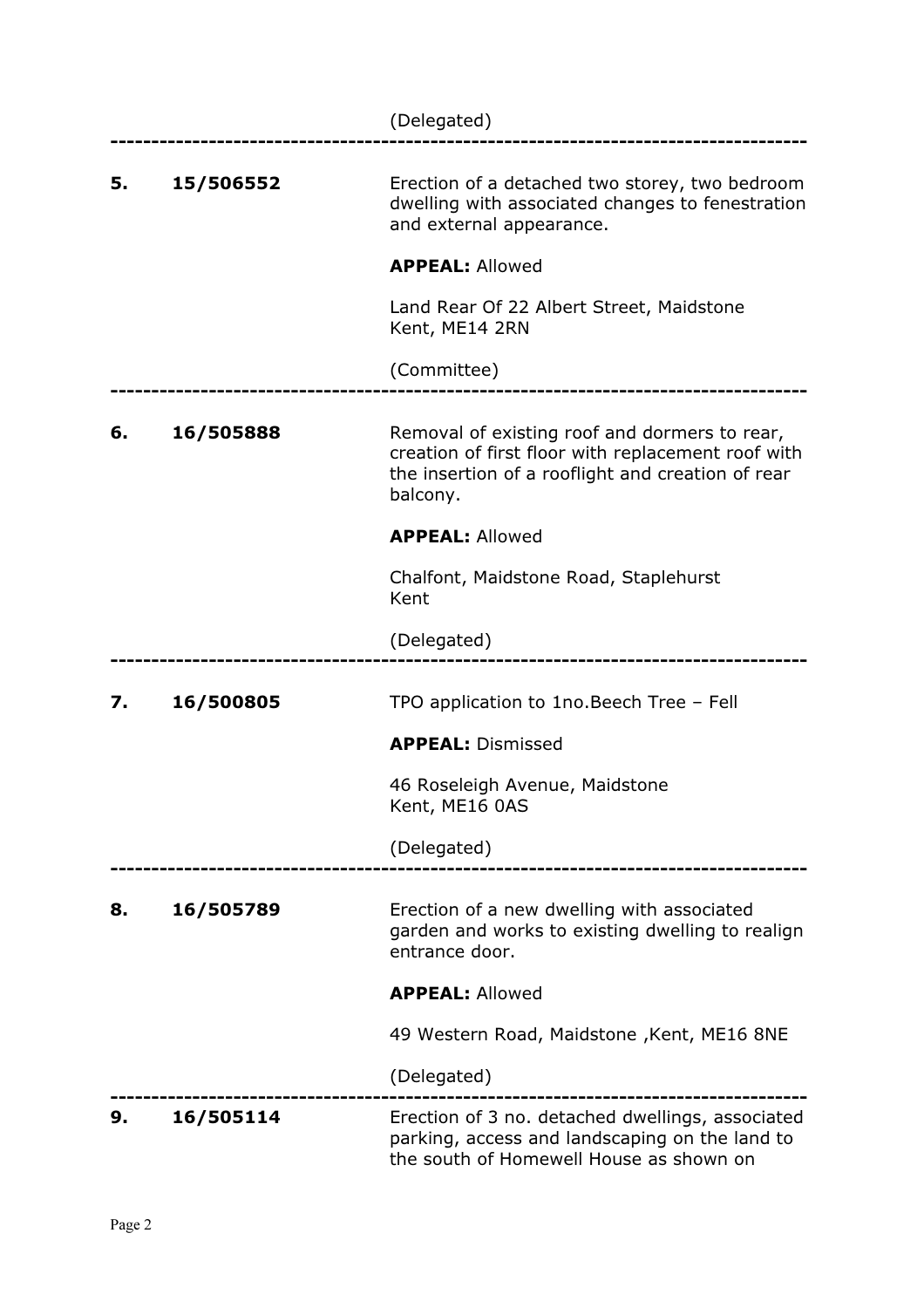(Delegated)

---

**5.** **15/506552** Erection of a detached two storey, two bedroom dwelling with associated changes to fenestration and external appearance.

**APPEAL:** Allowed

Land Rear Of 22 Albert Street, Maidstone
Kent, ME14 2RN

(Committee)

---

**6.** **16/505888** Removal of existing roof and dormers to rear, creation of first floor with replacement roof with the insertion of a rooflight and creation of rear balcony.

**APPEAL:** Allowed

Chalfont, Maidstone Road, Staplehurst
Kent

(Delegated)

---

**7.** **16/500805** TPO application to 1no.Beech Tree – Fell

**APPEAL:** Dismissed

46 Roseleigh Avenue, Maidstone
Kent, ME16 0AS

(Delegated)

---

**8.** **16/505789** Erection of a new dwelling with associated garden and works to existing dwelling to realign entrance door.

**APPEAL:** Allowed

49 Western Road, Maidstone ,Kent, ME16 8NE

(Delegated)

---

**9.** **16/505114** Erection of 3 no. detached dwellings, associated parking, access and landscaping on the land to the south of Homewell House as shown on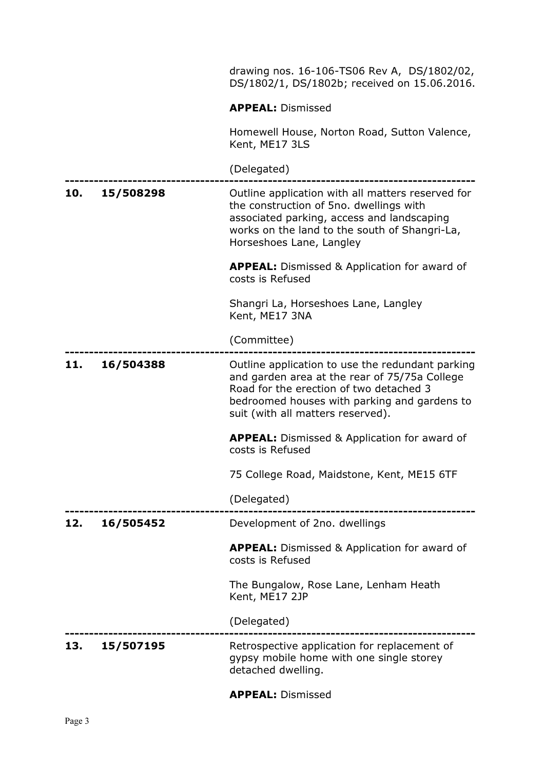drawing nos. 16-106-TS06 Rev A, DS/1802/02, DS/1802/1, DS/1802b; received on 15.06.2016.

**APPEAL:** Dismissed

Homewell House, Norton Road, Sutton Valence, Kent, ME17 3LS

(Delegated)

---

**10. 15/508298**

Outline application with all matters reserved for the construction of 5no. dwellings with associated parking, access and landscaping works on the land to the south of Shangri-La, Horseshoes Lane, Langley

**APPEAL:** Dismissed & Application for award of costs is Refused

Shangri La, Horseshoes Lane, Langley Kent, ME17 3NA

(Committee)

---

**11. 16/504388**

Outline application to use the redundant parking and garden area at the rear of 75/75a College Road for the erection of two detached 3 bedroomed houses with parking and gardens to suit (with all matters reserved).

**APPEAL:** Dismissed & Application for award of costs is Refused

75 College Road, Maidstone, Kent, ME15 6TF

(Delegated)

---

**12. 16/505452**

Development of 2no. dwellings

**APPEAL:** Dismissed & Application for award of costs is Refused

The Bungalow, Rose Lane, Lenham Heath Kent, ME17 2JP

(Delegated)

---

**13. 15/507195**

Retrospective application for replacement of gypsy mobile home with one single storey detached dwelling.

**APPEAL:** Dismissed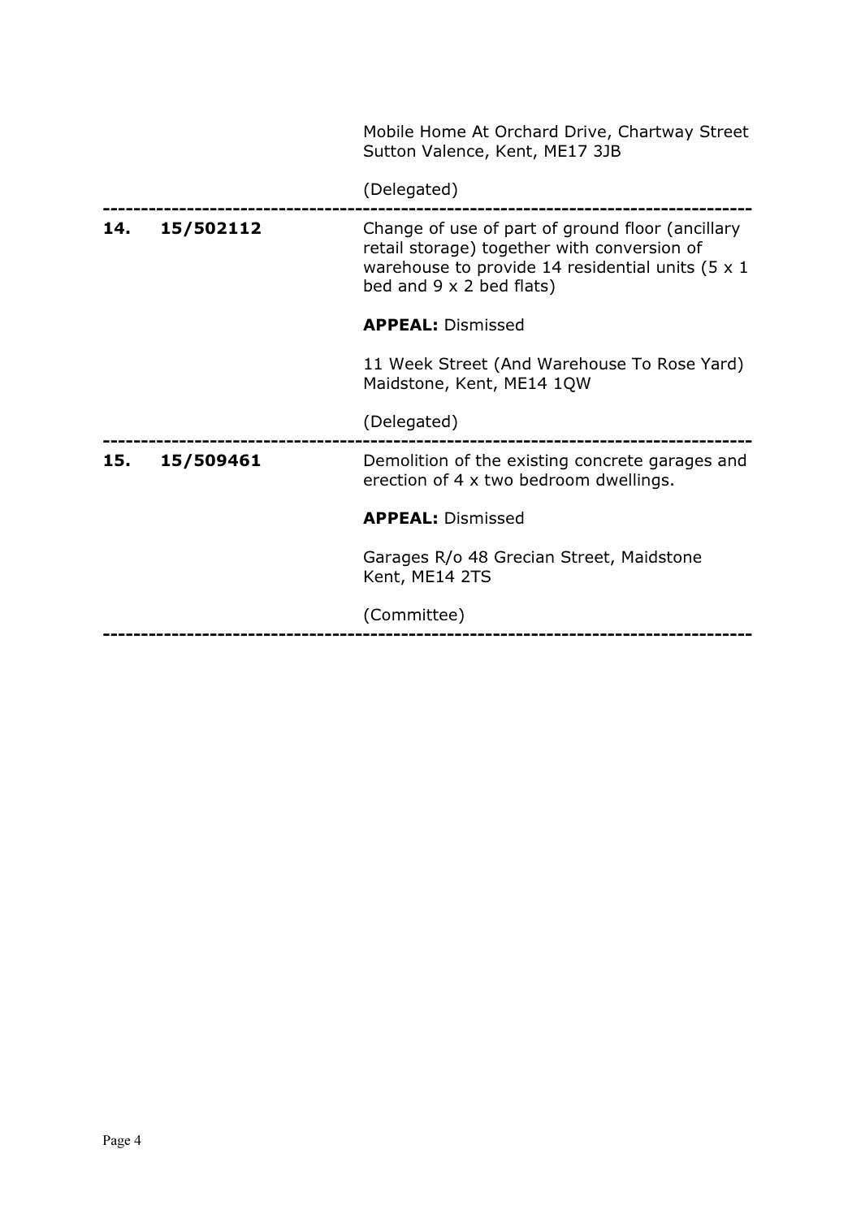| | | |
|---|---|---|
| | | Mobile Home At Orchard Drive, Chartway Street Sutton Valence, Kent, ME17 3JB<br><br>(Delegated) |
| **14.** | **15/502112** | Change of use of part of ground floor (ancillary retail storage) together with conversion of warehouse to provide 14 residential units (5 x 1 bed and 9 x 2 bed flats)<br><br>**APPEAL:** Dismissed<br><br>11 Week Street (And Warehouse To Rose Yard) Maidstone, Kent, ME14 1QW<br><br>(Delegated) |
| **15.** | **15/509461** | Demolition of the existing concrete garages and erection of 4 x two bedroom dwellings.<br><br>**APPEAL:** Dismissed<br><br>Garages R/o 48 Grecian Street, Maidstone Kent, ME14 2TS<br><br>(Committee) |